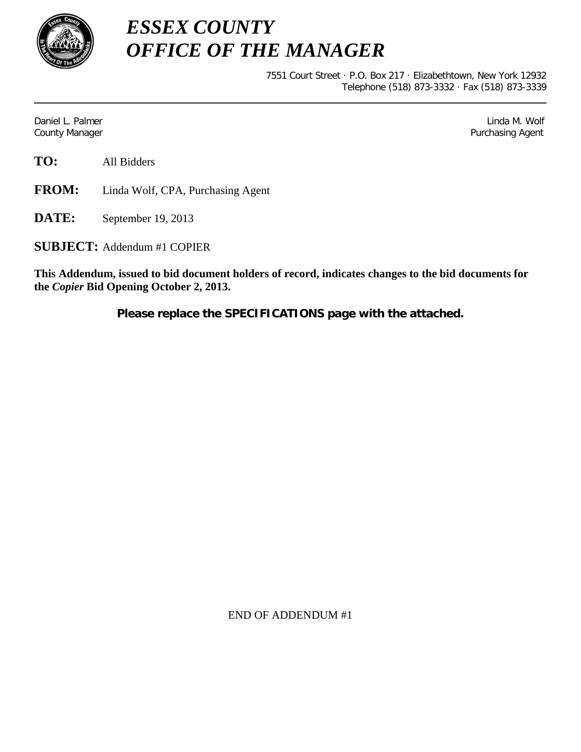# *ESSEX COUNTY*
# *OFFICE OF THE MANAGER*

7551 Court Street · P.O. Box 217 · Elizabethtown, New York 12932
Telephone (518) 873-3332 · Fax (518) 873-3339

---

Daniel L. Palmer
County Manager

Linda M. Wolf
Purchasing Agent

**TO:** All Bidders

**FROM:** Linda Wolf, CPA, Purchasing Agent

**DATE:** September 19, 2013

**SUBJECT:** Addendum #1 COPIER

**This Addendum, issued to bid document holders of record, indicates changes to the bid documents for the *Copier* Bid Opening October 2, 2013.**

**Please replace the SPECIFICATIONS page with the attached.**

END OF ADDENDUM #1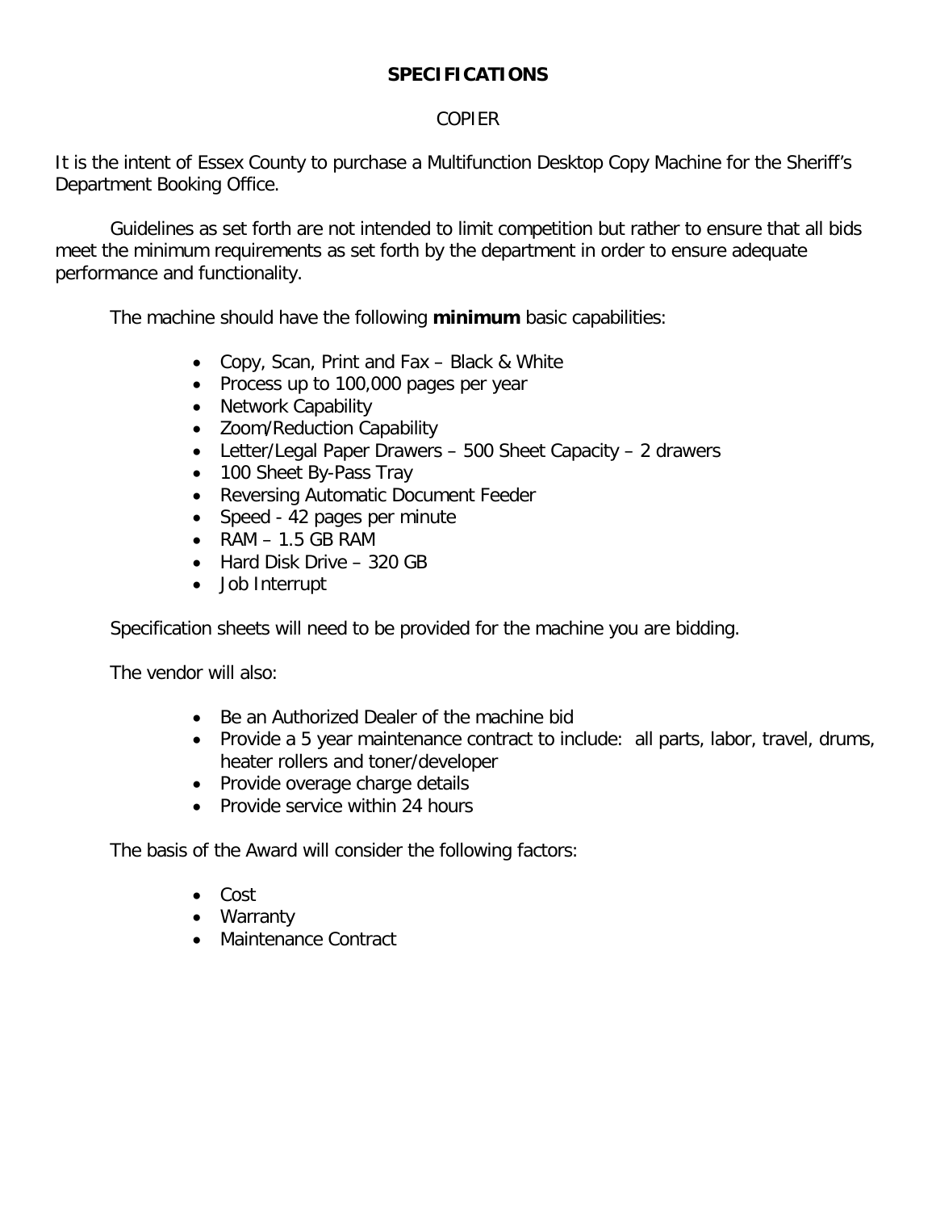# SPECIFICATIONS

## COPIER

It is the intent of Essex County to purchase a Multifunction Desktop Copy Machine for the Sheriff's Department Booking Office.

Guidelines as set forth are not intended to limit competition but rather to ensure that all bids meet the minimum requirements as set forth by the department in order to ensure adequate performance and functionality.

The machine should have the following **minimum** basic capabilities:

- Copy, Scan, Print and Fax – Black & White
- Process up to 100,000 pages per year
- Network Capability
- Zoom/Reduction Capability
- Letter/Legal Paper Drawers – 500 Sheet Capacity – 2 drawers
- 100 Sheet By-Pass Tray
- Reversing Automatic Document Feeder
- Speed - 42 pages per minute
- RAM – 1.5 GB RAM
- Hard Disk Drive – 320 GB
- Job Interrupt

Specification sheets will need to be provided for the machine you are bidding.

The vendor will also:

- Be an Authorized Dealer of the machine bid
- Provide a 5 year maintenance contract to include: all parts, labor, travel, drums, heater rollers and toner/developer
- Provide overage charge details
- Provide service within 24 hours

The basis of the Award will consider the following factors:

- Cost
- Warranty
- Maintenance Contract